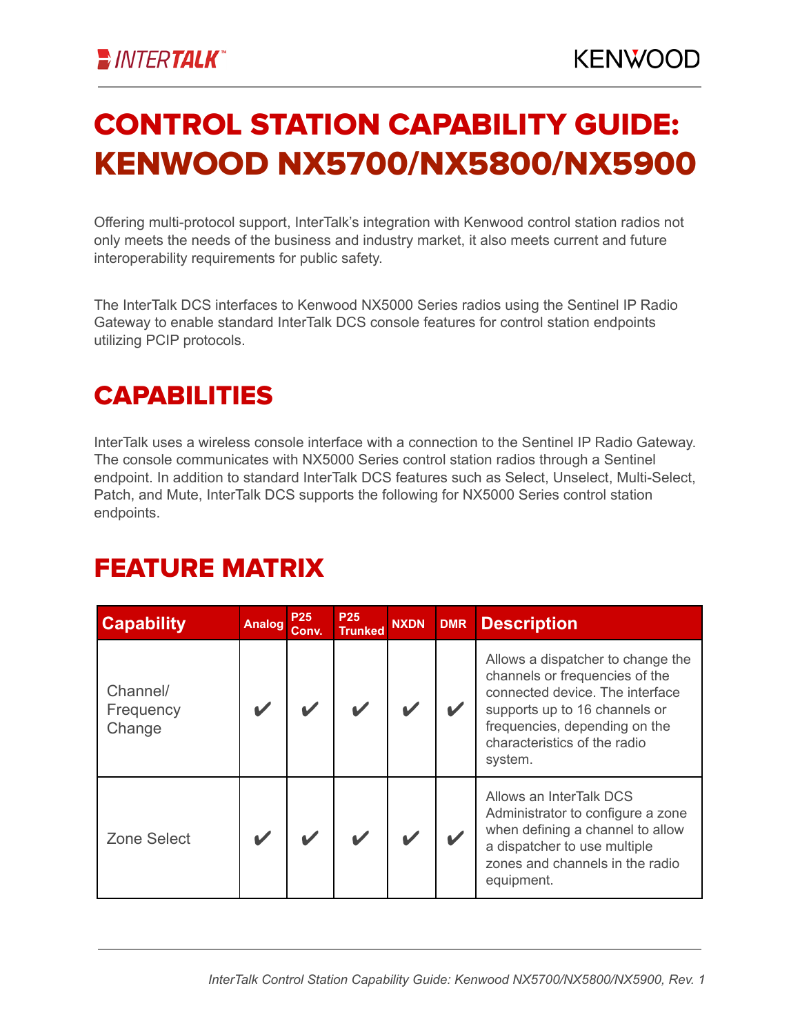# CONTROL STATION CAPABILITY GUIDE: KENWOOD NX5700/NX5800/NX5900

Offering multi-protocol support, InterTalk's integration with Kenwood control station radios not only meets the needs of the business and industry market, it also meets current and future interoperability requirements for public safety.

The InterTalk DCS interfaces to Kenwood NX5000 Series radios using the Sentinel IP Radio Gateway to enable standard InterTalk DCS console features for control station endpoints utilizing PCIP protocols.

## CAPABILITIES

InterTalk uses a wireless console interface with a connection to the Sentinel IP Radio Gateway. The console communicates with NX5000 Series control station radios through a Sentinel endpoint. In addition to standard InterTalk DCS features such as Select, Unselect, Multi-Select, Patch, and Mute, InterTalk DCS supports the following for NX5000 Series control station endpoints.

## FEATURE MATRIX

| Capability | Analog | P25 Conv. | P25 Trunked | NXDN | DMR | Description |
|---|---|---|---|---|---|---|
| Channel/ Frequency Change | ✔ | ✔ | ✔ | ✔ | ✔ | Allows a dispatcher to change the channels or frequencies of the connected device. The interface supports up to 16 channels or frequencies, depending on the characteristics of the radio system. |
| Zone Select | ✔ | ✔ | ✔ | ✔ | ✔ | Allows an InterTalk DCS Administrator to configure a zone when defining a channel to allow a dispatcher to use multiple zones and channels in the radio equipment. |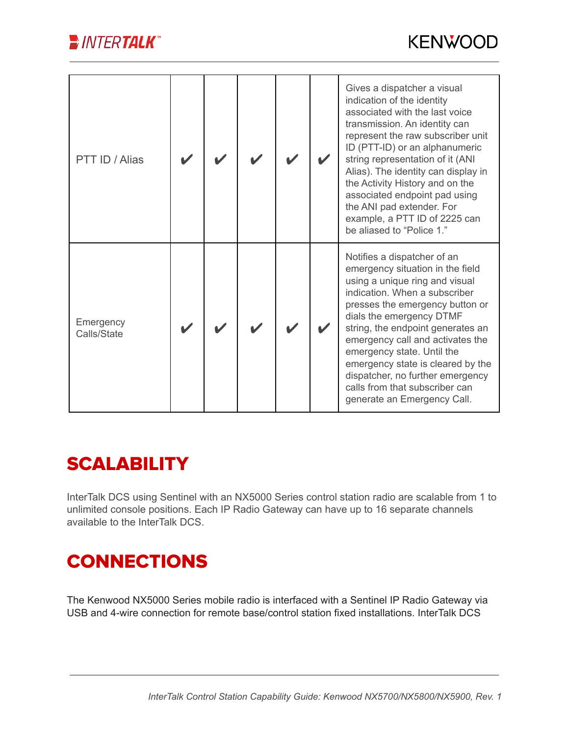| | | | | | | |
|---|---|---|---|---|---|---|
| PTT ID / Alias | ✔ | ✔ | ✔ | ✔ | ✔ | Gives a dispatcher a visual indication of the identity associated with the last voice transmission. An identity can represent the raw subscriber unit ID (PTT-ID) or an alphanumeric string representation of it (ANI Alias). The identity can display in the Activity History and on the associated endpoint pad using the ANI pad extender. For example, a PTT ID of 2225 can be aliased to “Police 1.” |
| Emergency Calls/State | ✔ | ✔ | ✔ | ✔ | ✔ | Notifies a dispatcher of an emergency situation in the field using a unique ring and visual indication. When a subscriber presses the emergency button or dials the emergency DTMF string, the endpoint generates an emergency call and activates the emergency state. Until the emergency state is cleared by the dispatcher, no further emergency calls from that subscriber can generate an Emergency Call. |

## SCALABILITY

InterTalk DCS using Sentinel with an NX5000 Series control station radio are scalable from 1 to unlimited console positions. Each IP Radio Gateway can have up to 16 separate channels available to the InterTalk DCS.

## CONNECTIONS

The Kenwood NX5000 Series mobile radio is interfaced with a Sentinel IP Radio Gateway via USB and 4-wire connection for remote base/control station fixed installations. InterTalk DCS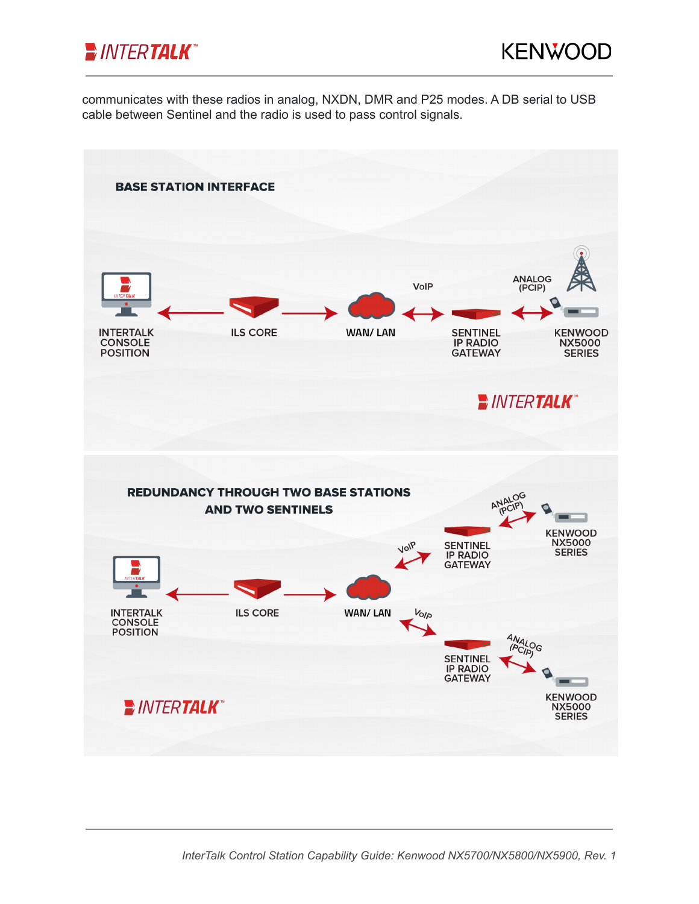communicates with these radios in analog, NXDN, DMR and P25 modes. A DB serial to USB cable between Sentinel and the radio is used to pass control signals.

**BASE STATION INTERFACE**

INTERTALK CONSOLE POSITION ← ILS CORE → WAN/ LAN ↔ (VoIP) SENTINEL IP RADIO GATEWAY ↔ (ANALOG (PCIP)) KENWOOD NX5000 SERIES

**REDUNDANCY THROUGH TWO BASE STATIONS AND TWO SENTINELS**

INTERTALK CONSOLE POSITION ← ILS CORE → WAN/ LAN ↔ (VoIP) SENTINEL IP RADIO GATEWAY ↔ (ANALOG (PCIP)) KENWOOD NX5000 SERIES

WAN/ LAN ↔ (VoIP) SENTINEL IP RADIO GATEWAY ↔ (ANALOG (PCIP)) KENWOOD NX5000 SERIES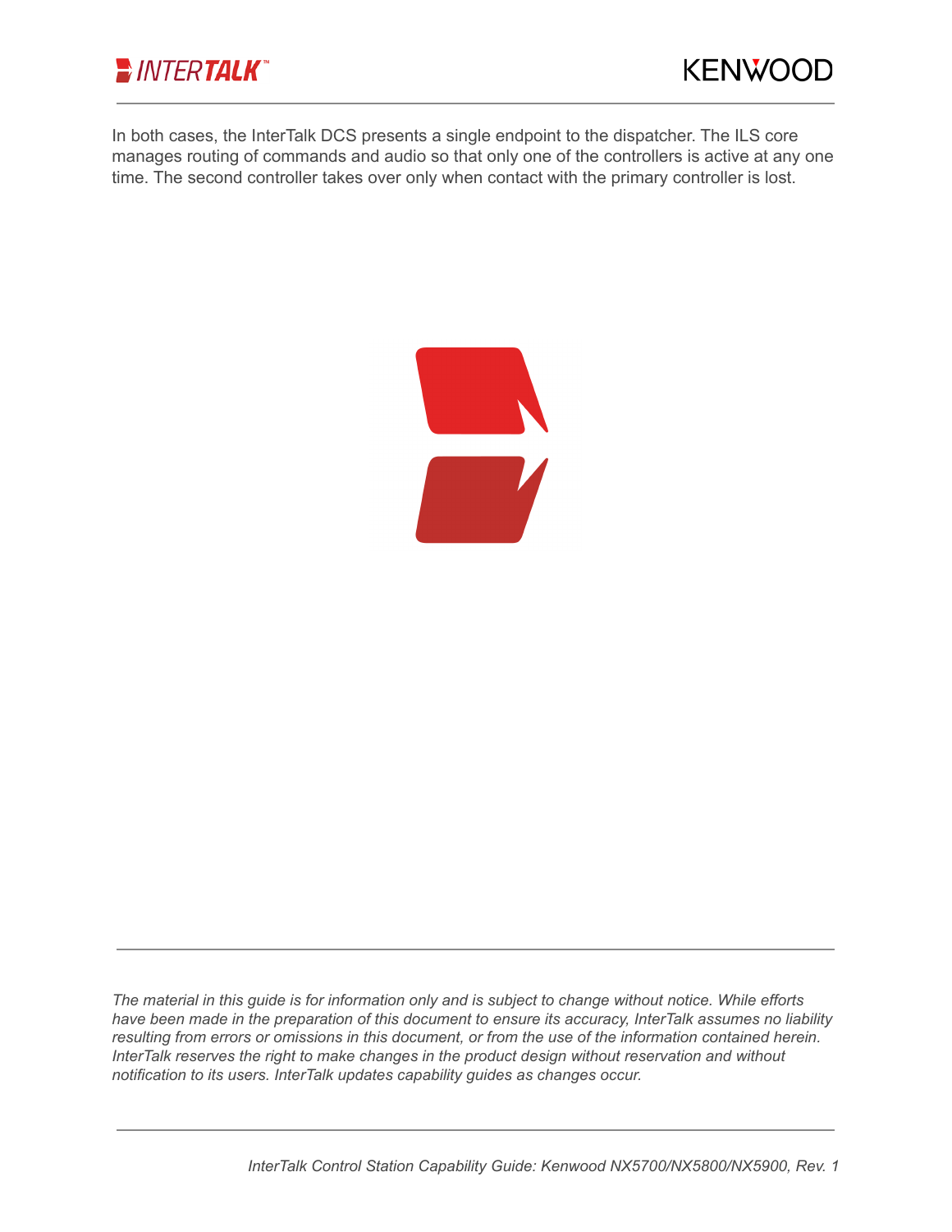In both cases, the InterTalk DCS presents a single endpoint to the dispatcher. The ILS core manages routing of commands and audio so that only one of the controllers is active at any one time. The second controller takes over only when contact with the primary controller is lost.

*The material in this guide is for information only and is subject to change without notice. While efforts have been made in the preparation of this document to ensure its accuracy, InterTalk assumes no liability resulting from errors or omissions in this document, or from the use of the information contained herein. InterTalk reserves the right to make changes in the product design without reservation and without notification to its users. InterTalk updates capability guides as changes occur.*